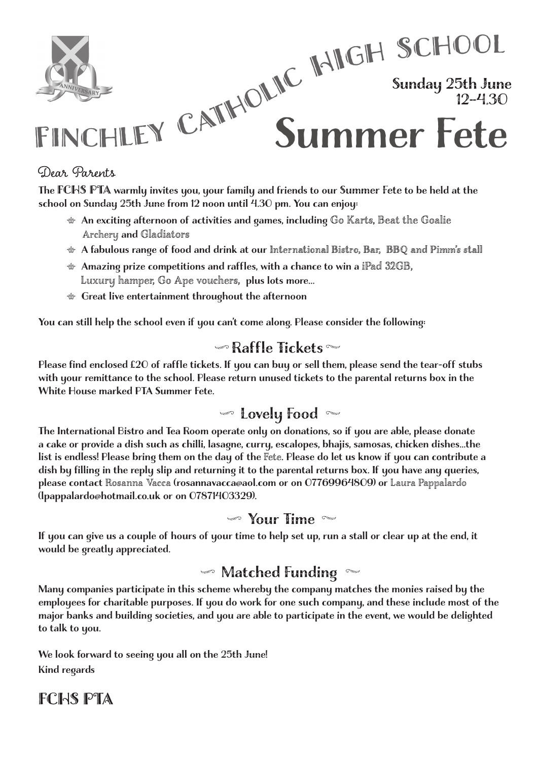# FINCHLEY CATHOLIC HIGH SCHOOL

**Sunday 25th June**
**12–4.30**

# Summer Fete

Dear Parents

**The FCHS PTA warmly invites you, your family and friends to our Summer Fete to be held at the school on Sunday 25th June from 12 noon until 4.30 pm. You can enjoy:**

- **An exciting afternoon of activities and games, including Go Karts, Beat the Goalie Archery and Gladiators**
- **A fabulous range of food and drink at our International Bistro, Bar, BBQ and Pimm's stall**
- **Amazing prize competitions and raffles, with a chance to win a iPad 32GB, Luxury hamper, Go Ape vouchers, plus lots more...**
- **Great live entertainment throughout the afternoon**

**You can still help the school even if you can't come along. Please consider the following:**

## Raffle Tickets

**Please find enclosed £20 of raffle tickets. If you can buy or sell them, please send the tear-off stubs with your remittance to the school. Please return unused tickets to the parental returns box in the White House marked PTA Summer Fete.**

## Lovely Food

**The International Bistro and Tea Room operate only on donations, so if you are able, please donate a cake or provide a dish such as chilli, lasagne, curry, escalopes, bhajis, samosas, chicken dishes...the list is endless! Please bring them on the day of the Fete. Please do let us know if you can contribute a dish by filling in the reply slip and returning it to the parental returns box. If you have any queries, please contact Rosanna Vacca (rosannavacca@aol.com or on 07769964809) or Laura Pappalardo (lpappalardo@hotmail.co.uk or on 07871403329).**

## Your Time

**If you can give us a couple of hours of your time to help set up, run a stall or clear up at the end, it would be greatly appreciated.**

## Matched Funding

**Many companies participate in this scheme whereby the company matches the monies raised by the employees for charitable purposes. If you do work for one such company, and these include most of the major banks and building societies, and you are able to participate in the event, we would be delighted to talk to you.**

**We look forward to seeing you all on the 25th June!**
**Kind regards**

**FCHS PTA**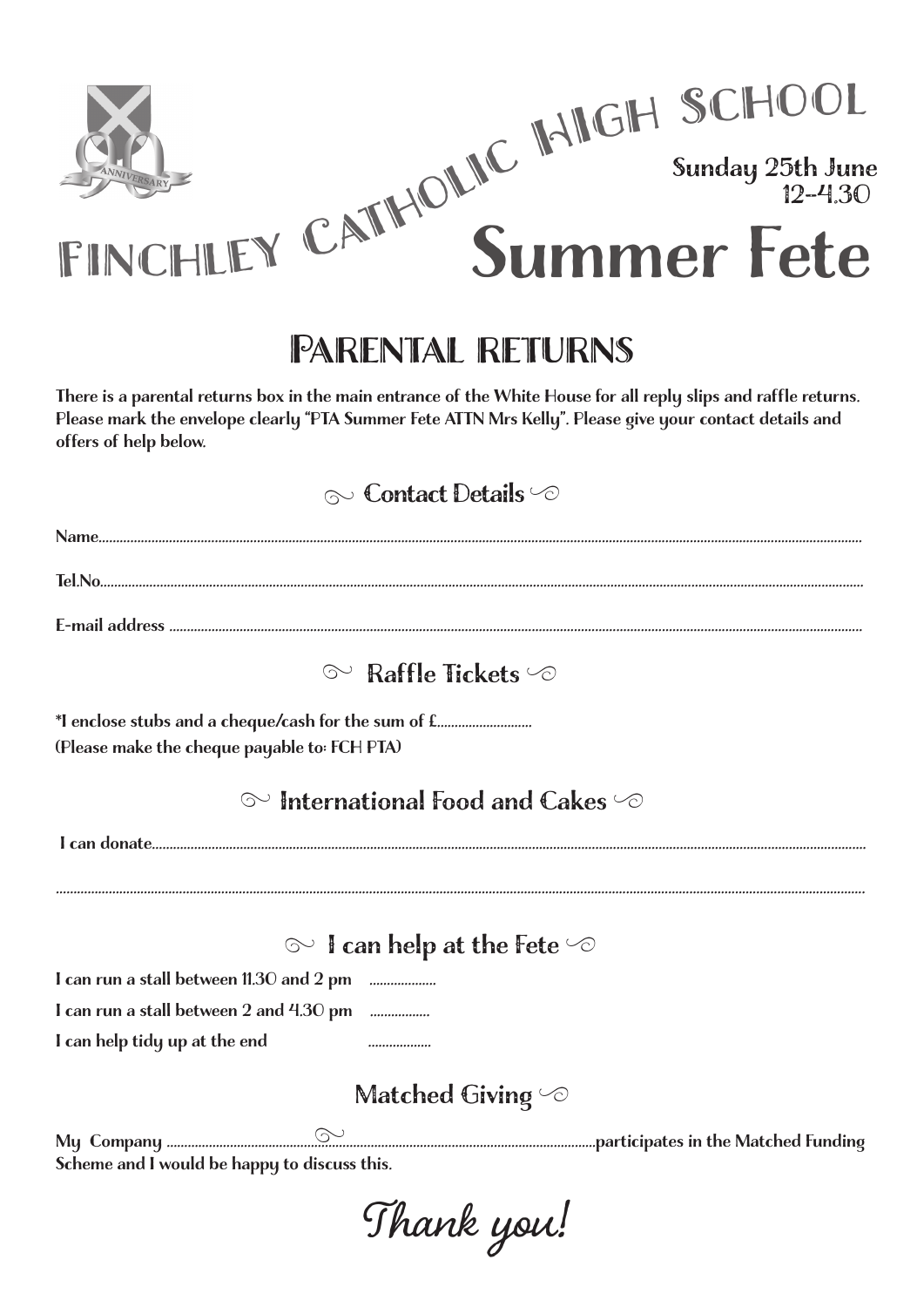# Finchley Catholic High School

**Sunday 25th June**
**12–4.30**

# Summer Fete

## Parental returns

There is a parental returns box in the main entrance of the White House for all reply slips and raffle returns. Please mark the envelope clearly "PTA Summer Fete ATTN Mrs Kelly". Please give your contact details and offers of help below.

### Contact Details

Name...................................................................................................................................

Tel.No.................................................................................................................................

E-mail address ....................................................................................................................

### Raffle Tickets

*I enclose stubs and a cheque/cash for the sum of £...........................
(Please make the cheque payable to: FCH PTA)

### International Food and Cakes

I can donate.........................................................................................................................

..........................................................................................................................................

### I can help at the Fete

I can run a stall between 11.30 and 2 pm ...................

I can run a stall between 2 and 4.30 pm .................

I can help tidy up at the end ..................

### Matched Giving

My Company ......................................................................................participates in the Matched Funding Scheme and I would be happy to discuss this.

*Thank you!*